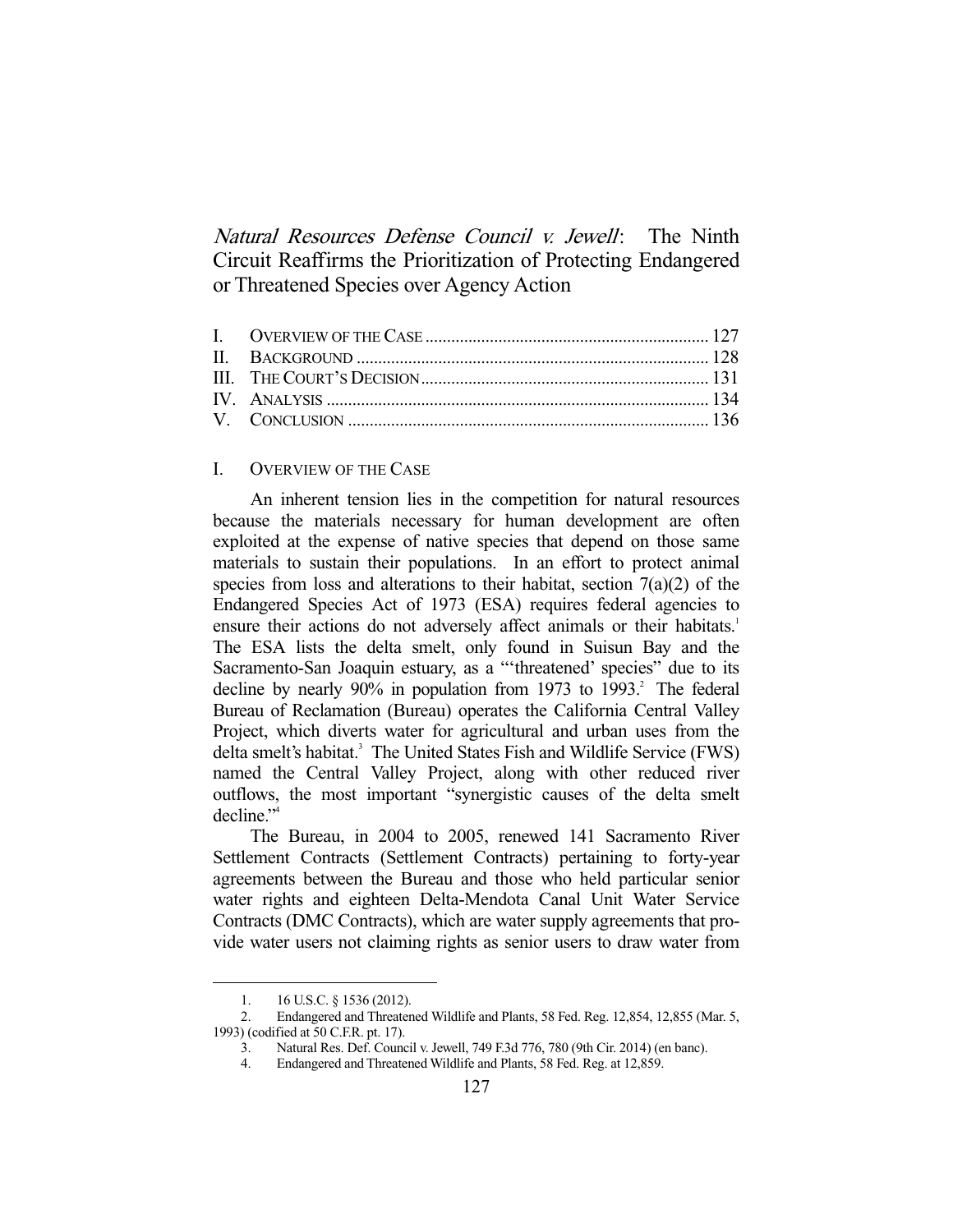# *Natural Resources Defense Council v. Jewell*: The Ninth Circuit Reaffirms the Prioritization of Protecting Endangered or Threatened Species over Agency Action

| | | |
|---|---|---|
| I. | OVERVIEW OF THE CASE | 127 |
| II. | BACKGROUND | 128 |
| III. | THE COURT'S DECISION | 131 |
| IV. | ANALYSIS | 134 |
| V. | CONCLUSION | 136 |

## I. OVERVIEW OF THE CASE

An inherent tension lies in the competition for natural resources because the materials necessary for human development are often exploited at the expense of native species that depend on those same materials to sustain their populations. In an effort to protect animal species from loss and alterations to their habitat, section 7(a)(2) of the Endangered Species Act of 1973 (ESA) requires federal agencies to ensure their actions do not adversely affect animals or their habitats.[1] The ESA lists the delta smelt, only found in Suisun Bay and the Sacramento-San Joaquin estuary, as a "'threatened' species" due to its decline by nearly 90% in population from 1973 to 1993.[2] The federal Bureau of Reclamation (Bureau) operates the California Central Valley Project, which diverts water for agricultural and urban uses from the delta smelt's habitat.[3] The United States Fish and Wildlife Service (FWS) named the Central Valley Project, along with other reduced river outflows, the most important "synergistic causes of the delta smelt decline."[4]

The Bureau, in 2004 to 2005, renewed 141 Sacramento River Settlement Contracts (Settlement Contracts) pertaining to forty-year agreements between the Bureau and those who held particular senior water rights and eighteen Delta-Mendota Canal Unit Water Service Contracts (DMC Contracts), which are water supply agreements that provide water users not claiming rights as senior users to draw water from

---

1. 16 U.S.C. § 1536 (2012).
2. Endangered and Threatened Wildlife and Plants, 58 Fed. Reg. 12,854, 12,855 (Mar. 5, 1993) (codified at 50 C.F.R. pt. 17).
3. Natural Res. Def. Council v. Jewell, 749 F.3d 776, 780 (9th Cir. 2014) (en banc).
4. Endangered and Threatened Wildlife and Plants, 58 Fed. Reg. at 12,859.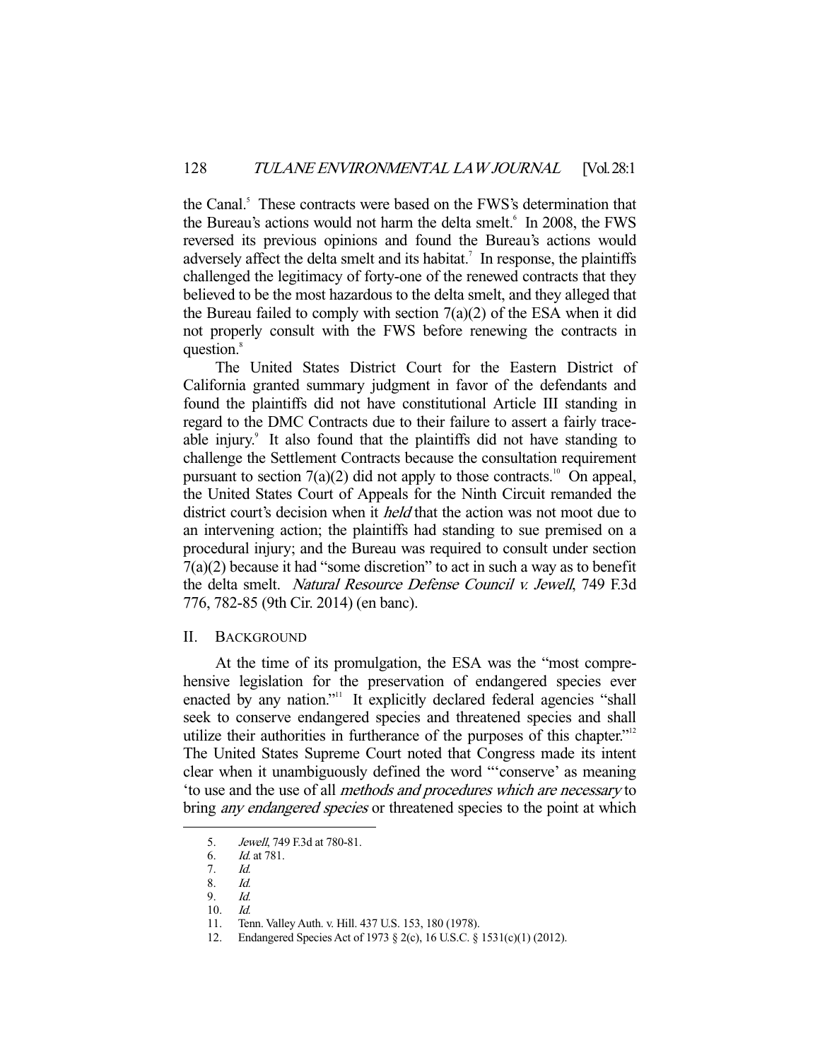the Canal.[5] These contracts were based on the FWS's determination that the Bureau's actions would not harm the delta smelt.[6] In 2008, the FWS reversed its previous opinions and found the Bureau's actions would adversely affect the delta smelt and its habitat.[7] In response, the plaintiffs challenged the legitimacy of forty-one of the renewed contracts that they believed to be the most hazardous to the delta smelt, and they alleged that the Bureau failed to comply with section 7(a)(2) of the ESA when it did not properly consult with the FWS before renewing the contracts in question.[8]

The United States District Court for the Eastern District of California granted summary judgment in favor of the defendants and found the plaintiffs did not have constitutional Article III standing in regard to the DMC Contracts due to their failure to assert a fairly traceable injury.[9] It also found that the plaintiffs did not have standing to challenge the Settlement Contracts because the consultation requirement pursuant to section 7(a)(2) did not apply to those contracts.[10] On appeal, the United States Court of Appeals for the Ninth Circuit remanded the district court's decision when it *held* that the action was not moot due to an intervening action; the plaintiffs had standing to sue premised on a procedural injury; and the Bureau was required to consult under section 7(a)(2) because it had "some discretion" to act in such a way as to benefit the delta smelt. *Natural Resource Defense Council v. Jewell*, 749 F.3d 776, 782-85 (9th Cir. 2014) (en banc).

## II. Background

At the time of its promulgation, the ESA was the "most comprehensive legislation for the preservation of endangered species ever enacted by any nation."[11] It explicitly declared federal agencies "shall seek to conserve endangered species and threatened species and shall utilize their authorities in furtherance of the purposes of this chapter."[12] The United States Supreme Court noted that Congress made its intent clear when it unambiguously defined the word "'conserve' as meaning 'to use and the use of all *methods and procedures which are necessary* to bring *any endangered species* or threatened species to the point at which

---

5. *Jewell*, 749 F.3d at 780-81.
6. *Id.* at 781.
7. *Id.*
8. *Id.*
9. *Id.*
10. *Id.*
11. Tenn. Valley Auth. v. Hill. 437 U.S. 153, 180 (1978).
12. Endangered Species Act of 1973 § 2(c), 16 U.S.C. § 1531(c)(1) (2012).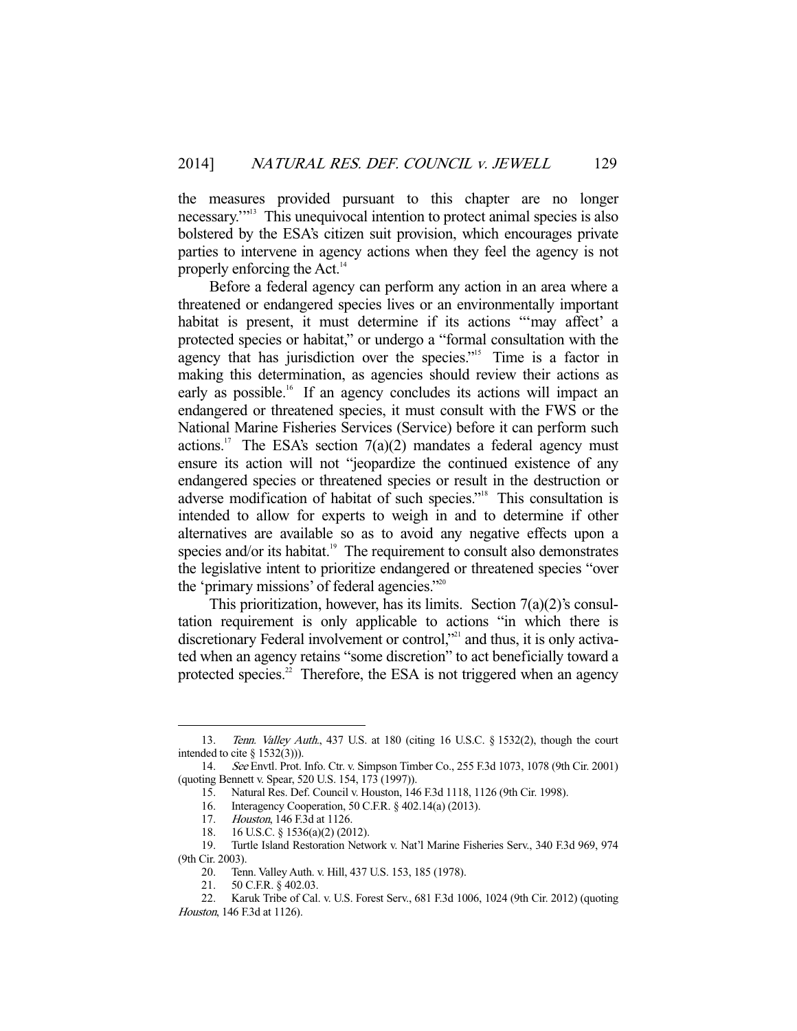the measures provided pursuant to this chapter are no longer necessary.'"'[13] This unequivocal intention to protect animal species is also bolstered by the ESA's citizen suit provision, which encourages private parties to intervene in agency actions when they feel the agency is not properly enforcing the Act.[14]

Before a federal agency can perform any action in an area where a threatened or endangered species lives or an environmentally important habitat is present, it must determine if its actions "'may affect' a protected species or habitat," or undergo a "formal consultation with the agency that has jurisdiction over the species."[15] Time is a factor in making this determination, as agencies should review their actions as early as possible.[16] If an agency concludes its actions will impact an endangered or threatened species, it must consult with the FWS or the National Marine Fisheries Services (Service) before it can perform such actions.[17] The ESA's section 7(a)(2) mandates a federal agency must ensure its action will not "jeopardize the continued existence of any endangered species or threatened species or result in the destruction or adverse modification of habitat of such species."[18] This consultation is intended to allow for experts to weigh in and to determine if other alternatives are available so as to avoid any negative effects upon a species and/or its habitat.[19] The requirement to consult also demonstrates the legislative intent to prioritize endangered or threatened species "over the 'primary missions' of federal agencies."[20]

This prioritization, however, has its limits. Section 7(a)(2)'s consultation requirement is only applicable to actions "in which there is discretionary Federal involvement or control,"[21] and thus, it is only activated when an agency retains "some discretion" to act beneficially toward a protected species.[22] Therefore, the ESA is not triggered when an agency

---

13. *Tenn. Valley Auth.*, 437 U.S. at 180 (citing 16 U.S.C. § 1532(2), though the court intended to cite § 1532(3))).

14. *See* Envtl. Prot. Info. Ctr. v. Simpson Timber Co., 255 F.3d 1073, 1078 (9th Cir. 2001) (quoting Bennett v. Spear, 520 U.S. 154, 173 (1997)).

15. Natural Res. Def. Council v. Houston, 146 F.3d 1118, 1126 (9th Cir. 1998).

16. Interagency Cooperation, 50 C.F.R. § 402.14(a) (2013).

17. *Houston*, 146 F.3d at 1126.

18. 16 U.S.C. § 1536(a)(2) (2012).

19. Turtle Island Restoration Network v. Nat'l Marine Fisheries Serv., 340 F.3d 969, 974 (9th Cir. 2003).

20. Tenn. Valley Auth. v. Hill, 437 U.S. 153, 185 (1978).

21. 50 C.F.R. § 402.03.

22. Karuk Tribe of Cal. v. U.S. Forest Serv., 681 F.3d 1006, 1024 (9th Cir. 2012) (quoting *Houston*, 146 F.3d at 1126).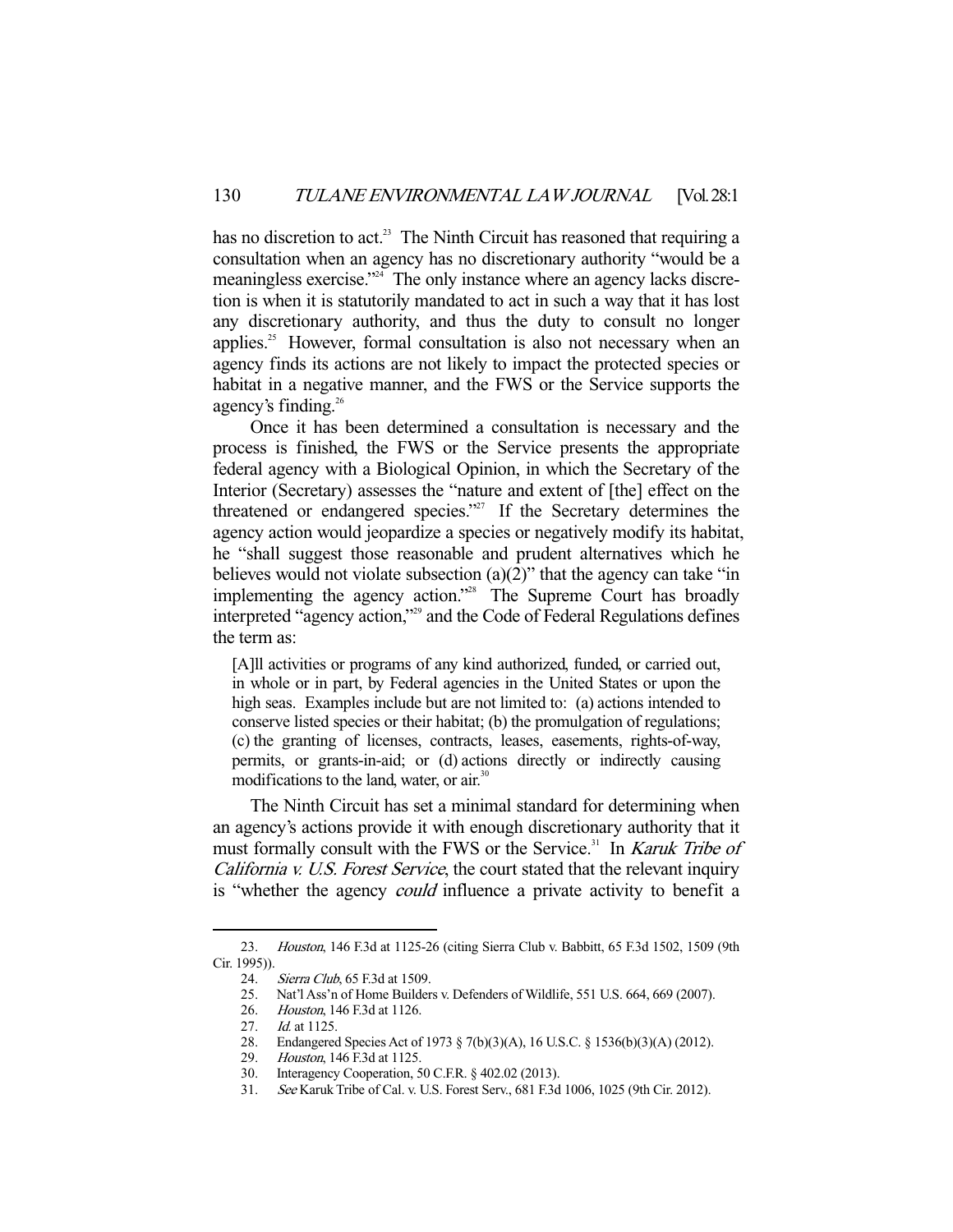has no discretion to act.[23] The Ninth Circuit has reasoned that requiring a consultation when an agency has no discretionary authority "would be a meaningless exercise."[24] The only instance where an agency lacks discretion is when it is statutorily mandated to act in such a way that it has lost any discretionary authority, and thus the duty to consult no longer applies.[25] However, formal consultation is also not necessary when an agency finds its actions are not likely to impact the protected species or habitat in a negative manner, and the FWS or the Service supports the agency's finding.[26]

Once it has been determined a consultation is necessary and the process is finished, the FWS or the Service presents the appropriate federal agency with a Biological Opinion, in which the Secretary of the Interior (Secretary) assesses the "nature and extent of [the] effect on the threatened or endangered species."[27] If the Secretary determines the agency action would jeopardize a species or negatively modify its habitat, he "shall suggest those reasonable and prudent alternatives which he believes would not violate subsection (a)(2)" that the agency can take "in implementing the agency action."[28] The Supreme Court has broadly interpreted "agency action,"[29] and the Code of Federal Regulations defines the term as:

> [A]ll activities or programs of any kind authorized, funded, or carried out, in whole or in part, by Federal agencies in the United States or upon the high seas. Examples include but are not limited to: (a) actions intended to conserve listed species or their habitat; (b) the promulgation of regulations; (c) the granting of licenses, contracts, leases, easements, rights-of-way, permits, or grants-in-aid; or (d) actions directly or indirectly causing modifications to the land, water, or air.[30]

The Ninth Circuit has set a minimal standard for determining when an agency's actions provide it with enough discretionary authority that it must formally consult with the FWS or the Service.[31] In *Karuk Tribe of California v. U.S. Forest Service*, the court stated that the relevant inquiry is "whether the agency *could* influence a private activity to benefit a

---

23. *Houston*, 146 F.3d at 1125-26 (citing Sierra Club v. Babbitt, 65 F.3d 1502, 1509 (9th Cir. 1995)).
24. *Sierra Club*, 65 F.3d at 1509.
25. Nat'l Ass'n of Home Builders v. Defenders of Wildlife, 551 U.S. 664, 669 (2007).
26. *Houston*, 146 F.3d at 1126.
27. *Id.* at 1125.
28. Endangered Species Act of 1973 § 7(b)(3)(A), 16 U.S.C. § 1536(b)(3)(A) (2012).
29. *Houston*, 146 F.3d at 1125.
30. Interagency Cooperation, 50 C.F.R. § 402.02 (2013).
31. *See* Karuk Tribe of Cal. v. U.S. Forest Serv., 681 F.3d 1006, 1025 (9th Cir. 2012).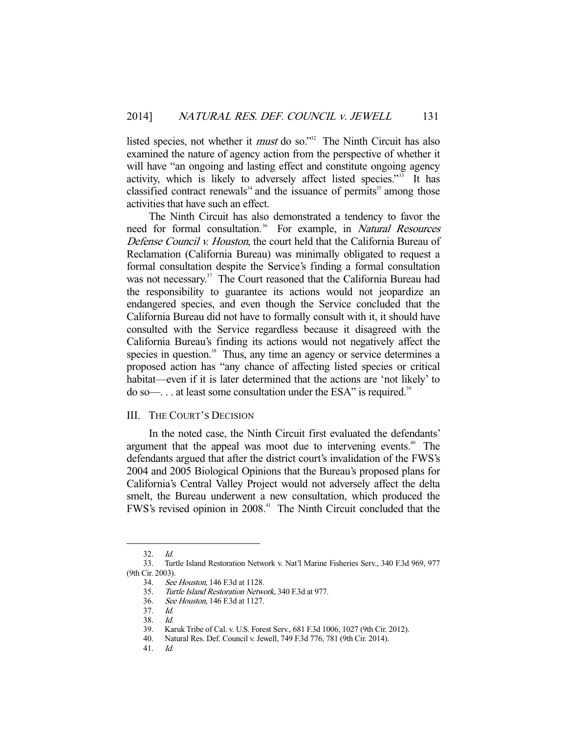listed species, not whether it *must* do so."[32] The Ninth Circuit has also examined the nature of agency action from the perspective of whether it will have "an ongoing and lasting effect and constitute ongoing agency activity, which is likely to adversely affect listed species."[33] It has classified contract renewals[34] and the issuance of permits[35] among those activities that have such an effect.

The Ninth Circuit has also demonstrated a tendency to favor the need for formal consultation.[36] For example, in *Natural Resources Defense Council v. Houston*, the court held that the California Bureau of Reclamation (California Bureau) was minimally obligated to request a formal consultation despite the Service's finding a formal consultation was not necessary.[37] The Court reasoned that the California Bureau had the responsibility to guarantee its actions would not jeopardize an endangered species, and even though the Service concluded that the California Bureau did not have to formally consult with it, it should have consulted with the Service regardless because it disagreed with the California Bureau's finding its actions would not negatively affect the species in question.[38] Thus, any time an agency or service determines a proposed action has "any chance of affecting listed species or critical habitat—even if it is later determined that the actions are 'not likely' to do so—. . . at least some consultation under the ESA" is required.[39]

## III. THE COURT'S DECISION

In the noted case, the Ninth Circuit first evaluated the defendants' argument that the appeal was moot due to intervening events.[40] The defendants argued that after the district court's invalidation of the FWS's 2004 and 2005 Biological Opinions that the Bureau's proposed plans for California's Central Valley Project would not adversely affect the delta smelt, the Bureau underwent a new consultation, which produced the FWS's revised opinion in 2008.[41] The Ninth Circuit concluded that the

---

32. *Id.*
33. Turtle Island Restoration Network v. Nat'l Marine Fisheries Serv., 340 F.3d 969, 977 (9th Cir. 2003).
34. *See Houston*, 146 F.3d at 1128.
35. *Turtle Island Restoration Network*, 340 F.3d at 977.
36. *See Houston*, 146 F.3d at 1127.
37. *Id.*
38. *Id.*
39. Karuk Tribe of Cal. v. U.S. Forest Serv., 681 F.3d 1006, 1027 (9th Cir. 2012).
40. Natural Res. Def. Council v. Jewell, 749 F.3d 776, 781 (9th Cir. 2014).
41. *Id.*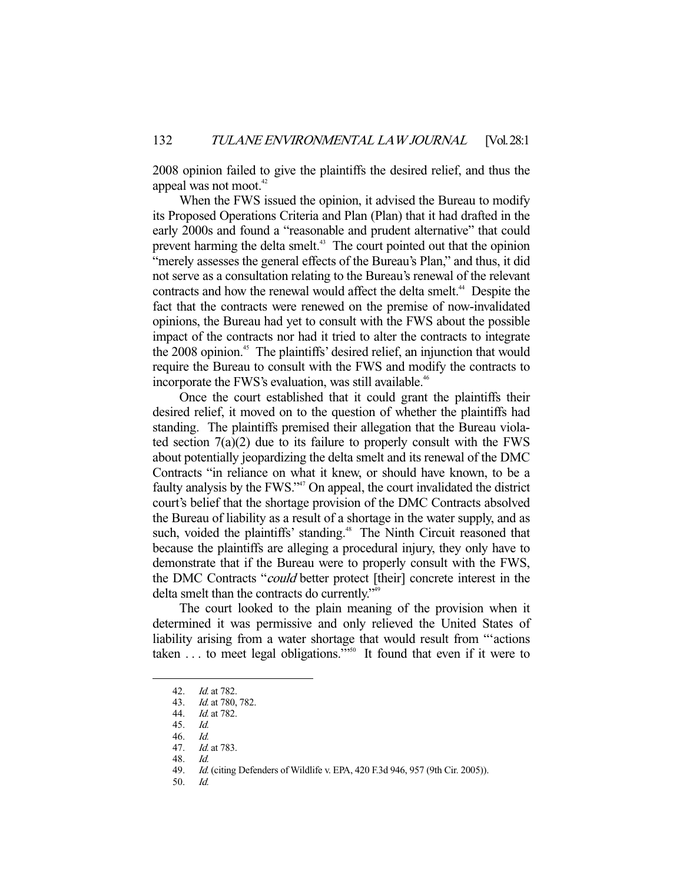2008 opinion failed to give the plaintiffs the desired relief, and thus the appeal was not moot.[42]

When the FWS issued the opinion, it advised the Bureau to modify its Proposed Operations Criteria and Plan (Plan) that it had drafted in the early 2000s and found a "reasonable and prudent alternative" that could prevent harming the delta smelt.[43] The court pointed out that the opinion "merely assesses the general effects of the Bureau's Plan," and thus, it did not serve as a consultation relating to the Bureau's renewal of the relevant contracts and how the renewal would affect the delta smelt.[44] Despite the fact that the contracts were renewed on the premise of now-invalidated opinions, the Bureau had yet to consult with the FWS about the possible impact of the contracts nor had it tried to alter the contracts to integrate the 2008 opinion.[45] The plaintiffs' desired relief, an injunction that would require the Bureau to consult with the FWS and modify the contracts to incorporate the FWS's evaluation, was still available.[46]

Once the court established that it could grant the plaintiffs their desired relief, it moved on to the question of whether the plaintiffs had standing. The plaintiffs premised their allegation that the Bureau violated section 7(a)(2) due to its failure to properly consult with the FWS about potentially jeopardizing the delta smelt and its renewal of the DMC Contracts "in reliance on what it knew, or should have known, to be a faulty analysis by the FWS."[47] On appeal, the court invalidated the district court's belief that the shortage provision of the DMC Contracts absolved the Bureau of liability as a result of a shortage in the water supply, and as such, voided the plaintiffs' standing.[48] The Ninth Circuit reasoned that because the plaintiffs are alleging a procedural injury, they only have to demonstrate that if the Bureau were to properly consult with the FWS, the DMC Contracts "*could* better protect [their] concrete interest in the delta smelt than the contracts do currently."[49]

The court looked to the plain meaning of the provision when it determined it was permissive and only relieved the United States of liability arising from a water shortage that would result from "'actions taken . . . to meet legal obligations.'"[50] It found that even if it were to

---

42. *Id.* at 782.
43. *Id.* at 780, 782.
44. *Id.* at 782.
45. *Id.*
46. *Id.*
47. *Id.* at 783.
48. *Id.*
49. *Id.* (citing Defenders of Wildlife v. EPA, 420 F.3d 946, 957 (9th Cir. 2005)).
50. *Id.*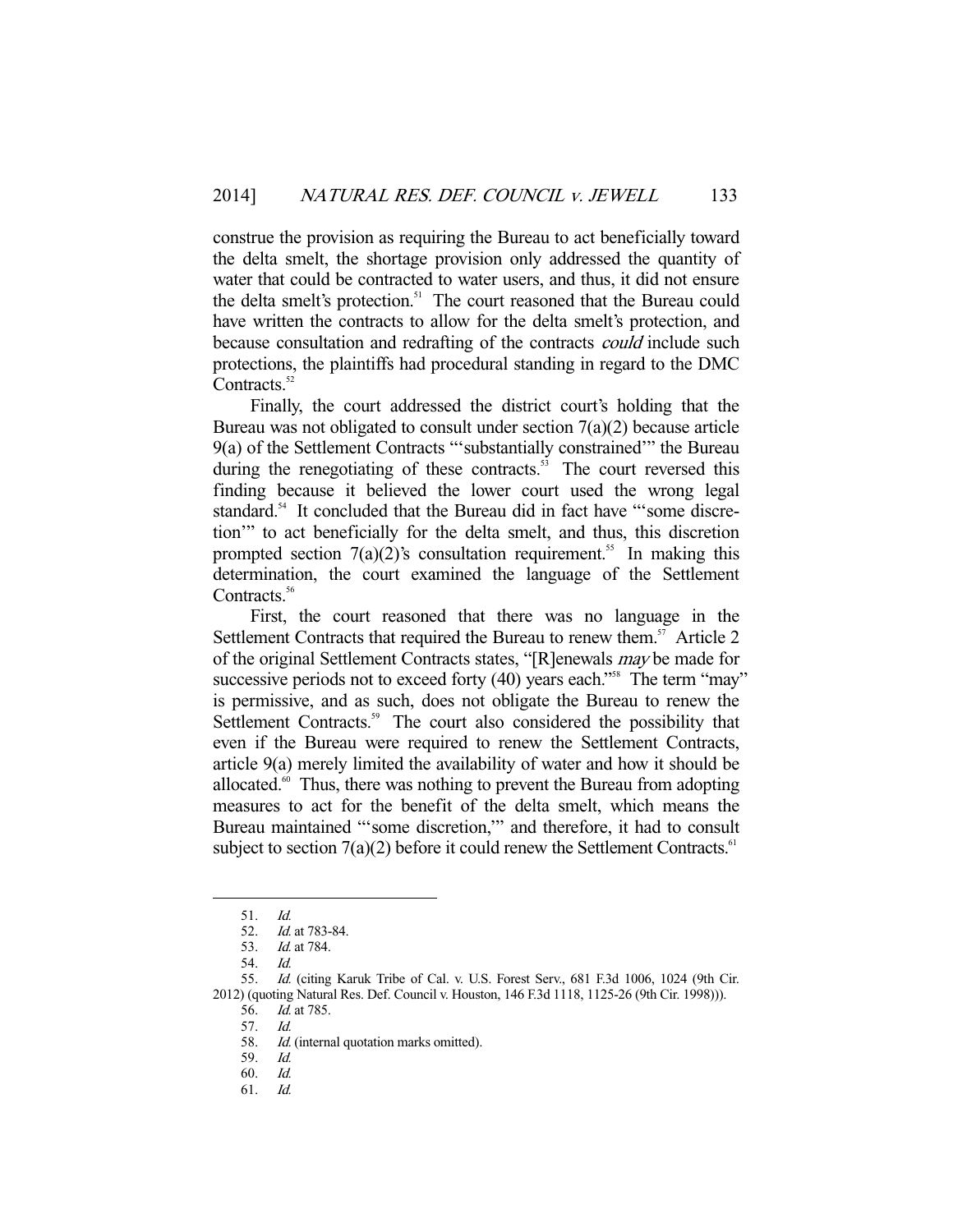construe the provision as requiring the Bureau to act beneficially toward the delta smelt, the shortage provision only addressed the quantity of water that could be contracted to water users, and thus, it did not ensure the delta smelt's protection.[51] The court reasoned that the Bureau could have written the contracts to allow for the delta smelt's protection, and because consultation and redrafting of the contracts *could* include such protections, the plaintiffs had procedural standing in regard to the DMC Contracts.[52]

Finally, the court addressed the district court's holding that the Bureau was not obligated to consult under section 7(a)(2) because article 9(a) of the Settlement Contracts "'substantially constrained'" the Bureau during the renegotiating of these contracts.[53] The court reversed this finding because it believed the lower court used the wrong legal standard.[54] It concluded that the Bureau did in fact have "'some discretion'" to act beneficially for the delta smelt, and thus, this discretion prompted section 7(a)(2)'s consultation requirement.[55] In making this determination, the court examined the language of the Settlement Contracts.[56]

First, the court reasoned that there was no language in the Settlement Contracts that required the Bureau to renew them.[57] Article 2 of the original Settlement Contracts states, "[R]enewals *may* be made for successive periods not to exceed forty (40) years each."[58] The term "may" is permissive, and as such, does not obligate the Bureau to renew the Settlement Contracts.[59] The court also considered the possibility that even if the Bureau were required to renew the Settlement Contracts, article 9(a) merely limited the availability of water and how it should be allocated.[60] Thus, there was nothing to prevent the Bureau from adopting measures to act for the benefit of the delta smelt, which means the Bureau maintained "'some discretion,'" and therefore, it had to consult subject to section 7(a)(2) before it could renew the Settlement Contracts.[61]

---

51. *Id.*
52. *Id.* at 783-84.
53. *Id.* at 784.
54. *Id.*
55. *Id.* (citing Karuk Tribe of Cal. v. U.S. Forest Serv., 681 F.3d 1006, 1024 (9th Cir. 2012) (quoting Natural Res. Def. Council v. Houston, 146 F.3d 1118, 1125-26 (9th Cir. 1998))).
56. *Id.* at 785.
57. *Id.*
58. *Id.* (internal quotation marks omitted).
59. *Id.*
60. *Id.*
61. *Id.*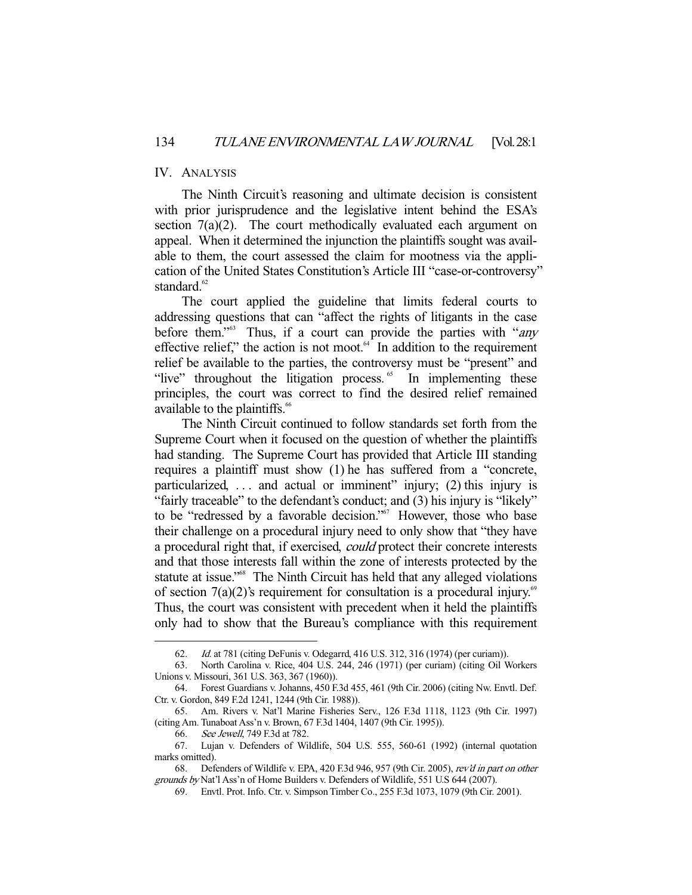## IV. ANALYSIS

The Ninth Circuit's reasoning and ultimate decision is consistent with prior jurisprudence and the legislative intent behind the ESA's section 7(a)(2). The court methodically evaluated each argument on appeal. When it determined the injunction the plaintiffs sought was available to them, the court assessed the claim for mootness via the application of the United States Constitution's Article III "case-or-controversy" standard.[62]

The court applied the guideline that limits federal courts to addressing questions that can "affect the rights of litigants in the case before them."[63] Thus, if a court can provide the parties with "*any* effective relief," the action is not moot.[64] In addition to the requirement relief be available to the parties, the controversy must be "present" and "live" throughout the litigation process.[65] In implementing these principles, the court was correct to find the desired relief remained available to the plaintiffs.[66]

The Ninth Circuit continued to follow standards set forth from the Supreme Court when it focused on the question of whether the plaintiffs had standing. The Supreme Court has provided that Article III standing requires a plaintiff must show (1) he has suffered from a "concrete, particularized, . . . and actual or imminent" injury; (2) this injury is "fairly traceable" to the defendant's conduct; and (3) his injury is "likely" to be "redressed by a favorable decision."[67] However, those who base their challenge on a procedural injury need to only show that "they have a procedural right that, if exercised, *could* protect their concrete interests and that those interests fall within the zone of interests protected by the statute at issue."[68] The Ninth Circuit has held that any alleged violations of section 7(a)(2)'s requirement for consultation is a procedural injury.[69] Thus, the court was consistent with precedent when it held the plaintiffs only had to show that the Bureau's compliance with this requirement

---

62. *Id.* at 781 (citing DeFunis v. Odegarrd, 416 U.S. 312, 316 (1974) (per curiam)).

63. North Carolina v. Rice, 404 U.S. 244, 246 (1971) (per curiam) (citing Oil Workers Unions v. Missouri, 361 U.S. 363, 367 (1960)).

64. Forest Guardians v. Johanns, 450 F.3d 455, 461 (9th Cir. 2006) (citing Nw. Envtl. Def. Ctr. v. Gordon, 849 F.2d 1241, 1244 (9th Cir. 1988)).

65. Am. Rivers v. Nat'l Marine Fisheries Serv., 126 F.3d 1118, 1123 (9th Cir. 1997) (citing Am. Tunaboat Ass'n v. Brown, 67 F.3d 1404, 1407 (9th Cir. 1995)).

66. *See Jewell*, 749 F.3d at 782.

67. Lujan v. Defenders of Wildlife, 504 U.S. 555, 560-61 (1992) (internal quotation marks omitted).

68. Defenders of Wildlife v. EPA, 420 F.3d 946, 957 (9th Cir. 2005), *rev'd in part on other grounds by* Nat'l Ass'n of Home Builders v. Defenders of Wildlife, 551 U.S 644 (2007).

69. Envtl. Prot. Info. Ctr. v. Simpson Timber Co., 255 F.3d 1073, 1079 (9th Cir. 2001).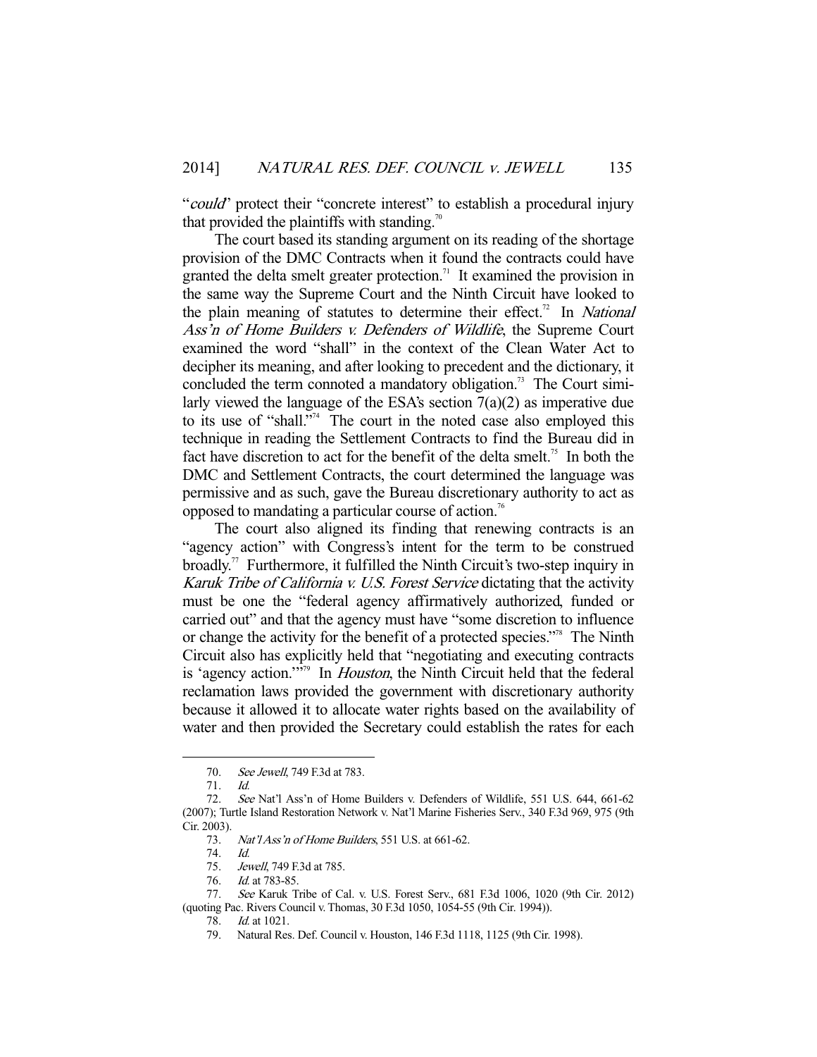"*could*" protect their "concrete interest" to establish a procedural injury that provided the plaintiffs with standing.[70]

The court based its standing argument on its reading of the shortage provision of the DMC Contracts when it found the contracts could have granted the delta smelt greater protection.[71] It examined the provision in the same way the Supreme Court and the Ninth Circuit have looked to the plain meaning of statutes to determine their effect.[72] In *National Ass'n of Home Builders v. Defenders of Wildlife*, the Supreme Court examined the word "shall" in the context of the Clean Water Act to decipher its meaning, and after looking to precedent and the dictionary, it concluded the term connoted a mandatory obligation.[73] The Court similarly viewed the language of the ESA's section 7(a)(2) as imperative due to its use of "shall."[74] The court in the noted case also employed this technique in reading the Settlement Contracts to find the Bureau did in fact have discretion to act for the benefit of the delta smelt.[75] In both the DMC and Settlement Contracts, the court determined the language was permissive and as such, gave the Bureau discretionary authority to act as opposed to mandating a particular course of action.[76]

The court also aligned its finding that renewing contracts is an "agency action" with Congress's intent for the term to be construed broadly.[77] Furthermore, it fulfilled the Ninth Circuit's two-step inquiry in *Karuk Tribe of California v. U.S. Forest Service* dictating that the activity must be one the "federal agency affirmatively authorized, funded or carried out" and that the agency must have "some discretion to influence or change the activity for the benefit of a protected species."[78] The Ninth Circuit also has explicitly held that "negotiating and executing contracts is 'agency action.'"[79] In *Houston*, the Ninth Circuit held that the federal reclamation laws provided the government with discretionary authority because it allowed it to allocate water rights based on the availability of water and then provided the Secretary could establish the rates for each

---

70. *See Jewell*, 749 F.3d at 783.

71. *Id.*

72. *See* Nat'l Ass'n of Home Builders v. Defenders of Wildlife, 551 U.S. 644, 661-62 (2007); Turtle Island Restoration Network v. Nat'l Marine Fisheries Serv., 340 F.3d 969, 975 (9th Cir. 2003).

73. *Nat'l Ass'n of Home Builders*, 551 U.S. at 661-62.

74. *Id.*

75. *Jewell*, 749 F.3d at 785.

76. *Id.* at 783-85.

77. *See* Karuk Tribe of Cal. v. U.S. Forest Serv., 681 F.3d 1006, 1020 (9th Cir. 2012) (quoting Pac. Rivers Council v. Thomas, 30 F.3d 1050, 1054-55 (9th Cir. 1994)).

78. *Id.* at 1021.

79. Natural Res. Def. Council v. Houston, 146 F.3d 1118, 1125 (9th Cir. 1998).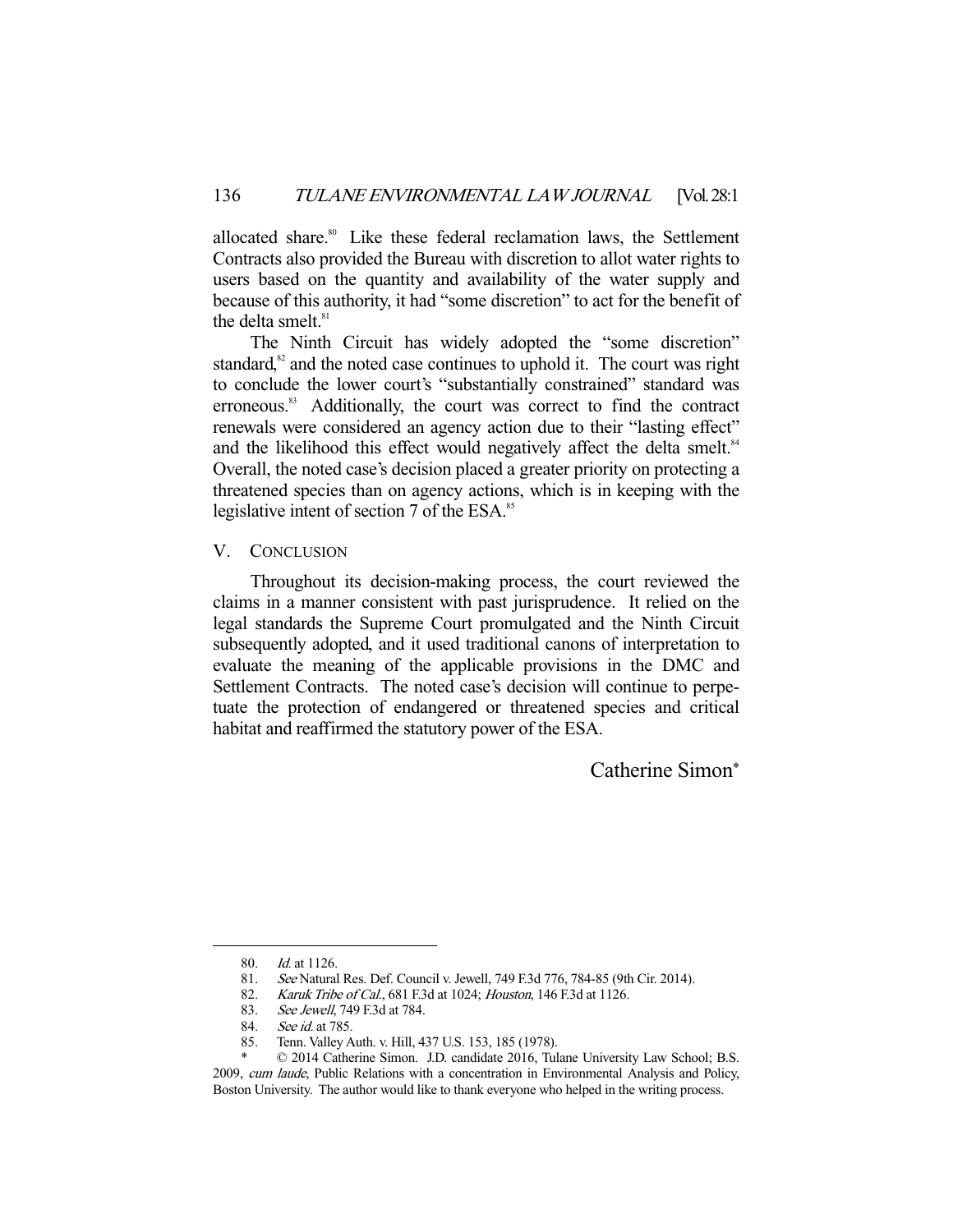allocated share.[80] Like these federal reclamation laws, the Settlement Contracts also provided the Bureau with discretion to allot water rights to users based on the quantity and availability of the water supply and because of this authority, it had "some discretion" to act for the benefit of the delta smelt.[81]

The Ninth Circuit has widely adopted the "some discretion" standard,[82] and the noted case continues to uphold it. The court was right to conclude the lower court's "substantially constrained" standard was erroneous.[83] Additionally, the court was correct to find the contract renewals were considered an agency action due to their "lasting effect" and the likelihood this effect would negatively affect the delta smelt.[84] Overall, the noted case's decision placed a greater priority on protecting a threatened species than on agency actions, which is in keeping with the legislative intent of section 7 of the ESA.[85]

## V. Conclusion

Throughout its decision-making process, the court reviewed the claims in a manner consistent with past jurisprudence. It relied on the legal standards the Supreme Court promulgated and the Ninth Circuit subsequently adopted, and it used traditional canons of interpretation to evaluate the meaning of the applicable provisions in the DMC and Settlement Contracts. The noted case's decision will continue to perpetuate the protection of endangered or threatened species and critical habitat and reaffirmed the statutory power of the ESA.

Catherine Simon*

---

80. *Id.* at 1126.
81. *See* Natural Res. Def. Council v. Jewell, 749 F.3d 776, 784-85 (9th Cir. 2014).
82. *Karuk Tribe of Cal.*, 681 F.3d at 1024; *Houston*, 146 F.3d at 1126.
83. *See Jewell*, 749 F.3d at 784.
84. *See id.* at 785.
85. Tenn. Valley Auth. v. Hill, 437 U.S. 153, 185 (1978).

\* © 2014 Catherine Simon. J.D. candidate 2016, Tulane University Law School; B.S. 2009, *cum laude*, Public Relations with a concentration in Environmental Analysis and Policy, Boston University. The author would like to thank everyone who helped in the writing process.